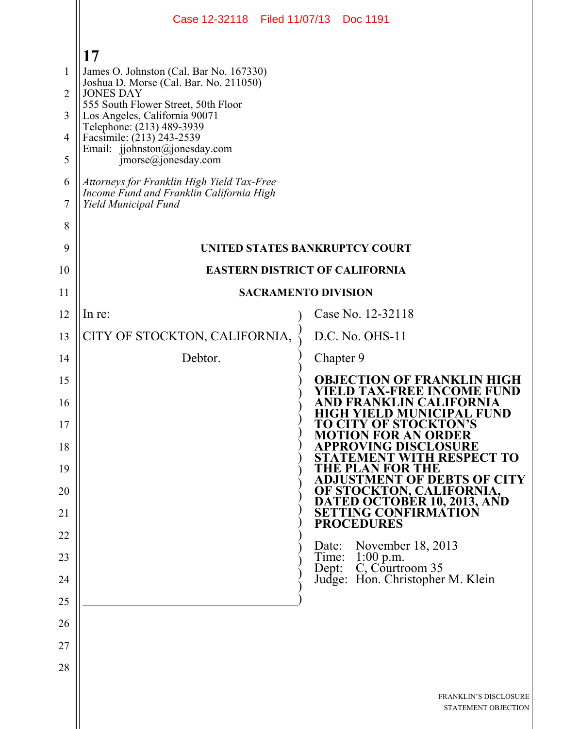17

James O. Johnston (Cal. Bar No. 167330)
Joshua D. Morse (Cal. Bar. No. 211050)
JONES DAY
555 South Flower Street, 50th Floor
Los Angeles, California 90071
Telephone: (213) 489-3939
Facsimile: (213) 243-2539
Email: jjohnston@jonesday.com
jmorse@jonesday.com

*Attorneys for Franklin High Yield Tax-Free Income Fund and Franklin California High Yield Municipal Fund*

**UNITED STATES BANKRUPTCY COURT**

**EASTERN DISTRICT OF CALIFORNIA**

**SACRAMENTO DIVISION**

| | |
|---|---|
| In re:<br><br>CITY OF STOCKTON, CALIFORNIA,<br><br>Debtor. | Case No. 12-32118<br><br>D.C. No. OHS-11<br><br>Chapter 9<br><br>**OBJECTION OF FRANKLIN HIGH YIELD TAX-FREE INCOME FUND AND FRANKLIN CALIFORNIA HIGH YIELD MUNICIPAL FUND TO CITY OF STOCKTON'S MOTION FOR AN ORDER APPROVING DISCLOSURE STATEMENT WITH RESPECT TO THE PLAN FOR THE ADJUSTMENT OF DEBTS OF CITY OF STOCKTON, CALIFORNIA, DATED OCTOBER 10, 2013, AND SETTING CONFIRMATION PROCEDURES**<br><br>Date: November 18, 2013<br>Time: 1:00 p.m.<br>Dept: C, Courtroom 35<br>Judge: Hon. Christopher M. Klein |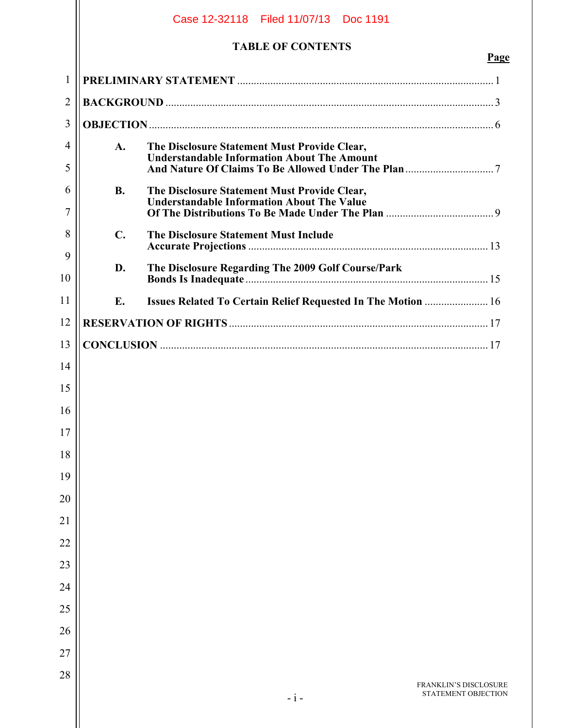## TABLE OF CONTENTS

| | Page |
|---|---|
| **PRELIMINARY STATEMENT** | 1 |
| **BACKGROUND** | 3 |
| **OBJECTION** | 6 |
| **A. The Disclosure Statement Must Provide Clear, Understandable Information About The Amount And Nature Of Claims To Be Allowed Under The Plan** | 7 |
| **B. The Disclosure Statement Must Provide Clear, Understandable Information About The Value Of The Distributions To Be Made Under The Plan** | 9 |
| **C. The Disclosure Statement Must Include Accurate Projections** | 13 |
| **D. The Disclosure Regarding The 2009 Golf Course/Park Bonds Is Inadequate** | 15 |
| **E. Issues Related To Certain Relief Requested In The Motion** | 16 |
| **RESERVATION OF RIGHTS** | 17 |
| **CONCLUSION** | 17 |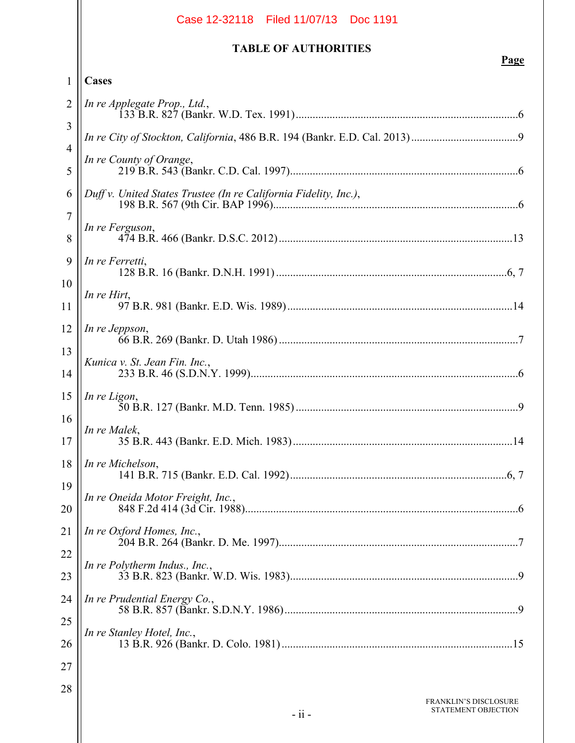## TABLE OF AUTHORITIES

**Page**

**Cases**

*In re Applegate Prop., Ltd.*,
133 B.R. 827 (Bankr. W.D. Tex. 1991) ......6

*In re City of Stockton, California*, 486 B.R. 194 (Bankr. E.D. Cal. 2013) ......9

*In re County of Orange*,
219 B.R. 543 (Bankr. C.D. Cal. 1997) ......6

*Duff v. United States Trustee (In re California Fidelity, Inc.)*,
198 B.R. 567 (9th Cir. BAP 1996) ......6

*In re Ferguson*,
474 B.R. 466 (Bankr. D.S.C. 2012) ......13

*In re Ferretti*,
128 B.R. 16 (Bankr. D.N.H. 1991) ......6, 7

*In re Hirt*,
97 B.R. 981 (Bankr. E.D. Wis. 1989) ......14

*In re Jeppson*,
66 B.R. 269 (Bankr. D. Utah 1986) ......7

*Kunica v. St. Jean Fin. Inc.*,
233 B.R. 46 (S.D.N.Y. 1999) ......6

*In re Ligon*,
50 B.R. 127 (Bankr. M.D. Tenn. 1985) ......9

*In re Malek*,
35 B.R. 443 (Bankr. E.D. Mich. 1983) ......14

*In re Michelson*,
141 B.R. 715 (Bankr. E.D. Cal. 1992) ......6, 7

*In re Oneida Motor Freight, Inc.*,
848 F.2d 414 (3d Cir. 1988) ......6

*In re Oxford Homes, Inc.*,
204 B.R. 264 (Bankr. D. Me. 1997) ......7

*In re Polytherm Indus., Inc.*,
33 B.R. 823 (Bankr. W.D. Wis. 1983) ......9

*In re Prudential Energy Co.*,
58 B.R. 857 (Bankr. S.D.N.Y. 1986) ......9

*In re Stanley Hotel, Inc.*,
13 B.R. 926 (Bankr. D. Colo. 1981) ......15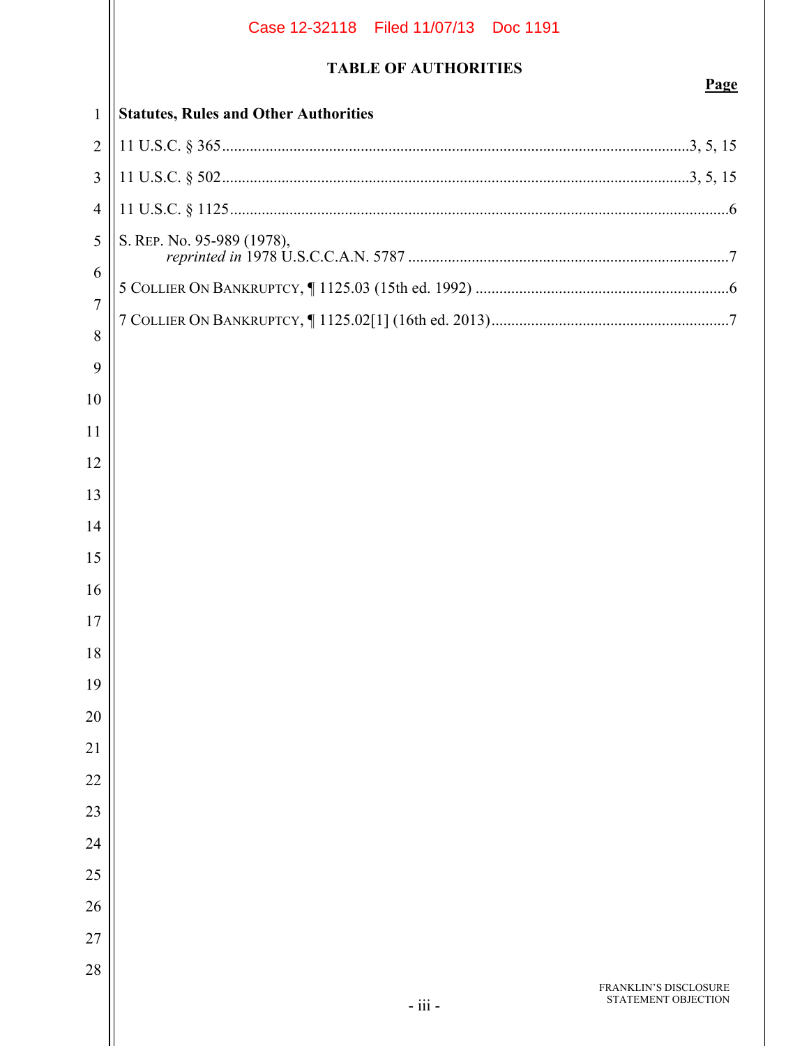## TABLE OF AUTHORITIES

**Page**

**Statutes, Rules and Other Authorities**

11 U.S.C. § 365 .......... 3, 5, 15

11 U.S.C. § 502 .......... 3, 5, 15

11 U.S.C. § 1125 .......... 6

S. REP. No. 95-989 (1978), *reprinted in* 1978 U.S.C.C.A.N. 5787 .......... 7

5 COLLIER ON BANKRUPTCY, ¶ 1125.03 (15th ed. 1992) .......... 6

7 COLLIER ON BANKRUPTCY, ¶ 1125.02[1] (16th ed. 2013) .......... 7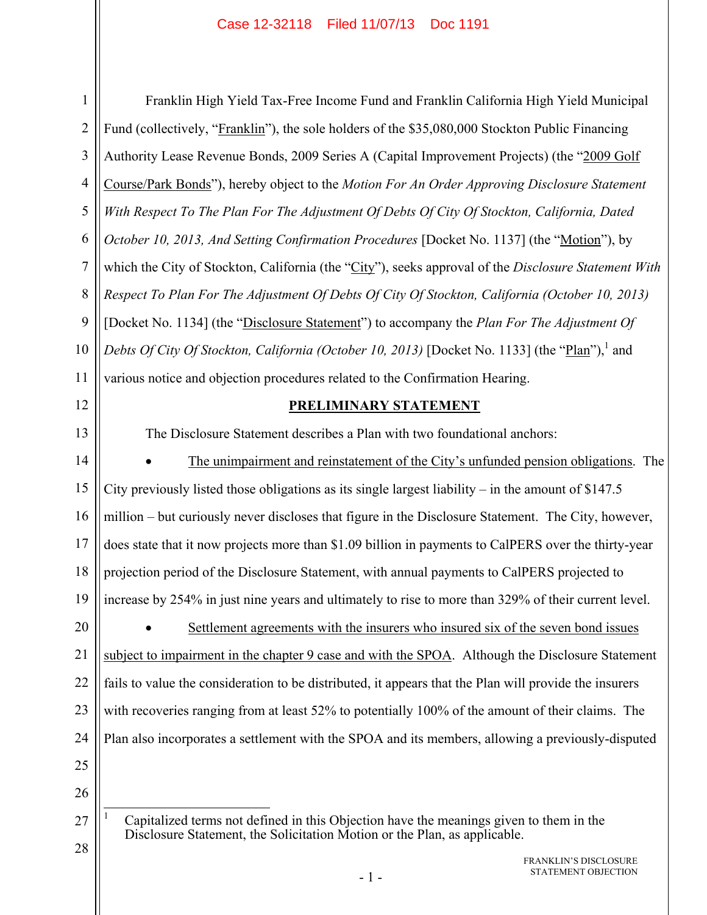Franklin High Yield Tax-Free Income Fund and Franklin California High Yield Municipal Fund (collectively, "Franklin"), the sole holders of the $35,080,000 Stockton Public Financing Authority Lease Revenue Bonds, 2009 Series A (Capital Improvement Projects) (the "2009 Golf Course/Park Bonds"), hereby object to the *Motion For An Order Approving Disclosure Statement With Respect To The Plan For The Adjustment Of Debts Of City Of Stockton, California, Dated October 10, 2013, And Setting Confirmation Procedures* [Docket No. 1137] (the "Motion"), by which the City of Stockton, California (the "City"), seeks approval of the *Disclosure Statement With Respect To Plan For The Adjustment Of Debts Of City Of Stockton, California (October 10, 2013)* [Docket No. 1134] (the "Disclosure Statement") to accompany the *Plan For The Adjustment Of Debts Of City Of Stockton, California (October 10, 2013)* [Docket No. 1133] (the "Plan"),[1] and various notice and objection procedures related to the Confirmation Hearing.

## PRELIMINARY STATEMENT

The Disclosure Statement describes a Plan with two foundational anchors:

- The unimpairment and reinstatement of the City's unfunded pension obligations. The City previously listed those obligations as its single largest liability – in the amount of $147.5 million – but curiously never discloses that figure in the Disclosure Statement. The City, however, does state that it now projects more than $1.09 billion in payments to CalPERS over the thirty-year projection period of the Disclosure Statement, with annual payments to CalPERS projected to increase by 254% in just nine years and ultimately to rise to more than 329% of their current level.

- Settlement agreements with the insurers who insured six of the seven bond issues subject to impairment in the chapter 9 case and with the SPOA. Although the Disclosure Statement fails to value the consideration to be distributed, it appears that the Plan will provide the insurers with recoveries ranging from at least 52% to potentially 100% of the amount of their claims. The Plan also incorporates a settlement with the SPOA and its members, allowing a previously-disputed

[1] Capitalized terms not defined in this Objection have the meanings given to them in the Disclosure Statement, the Solicitation Motion or the Plan, as applicable.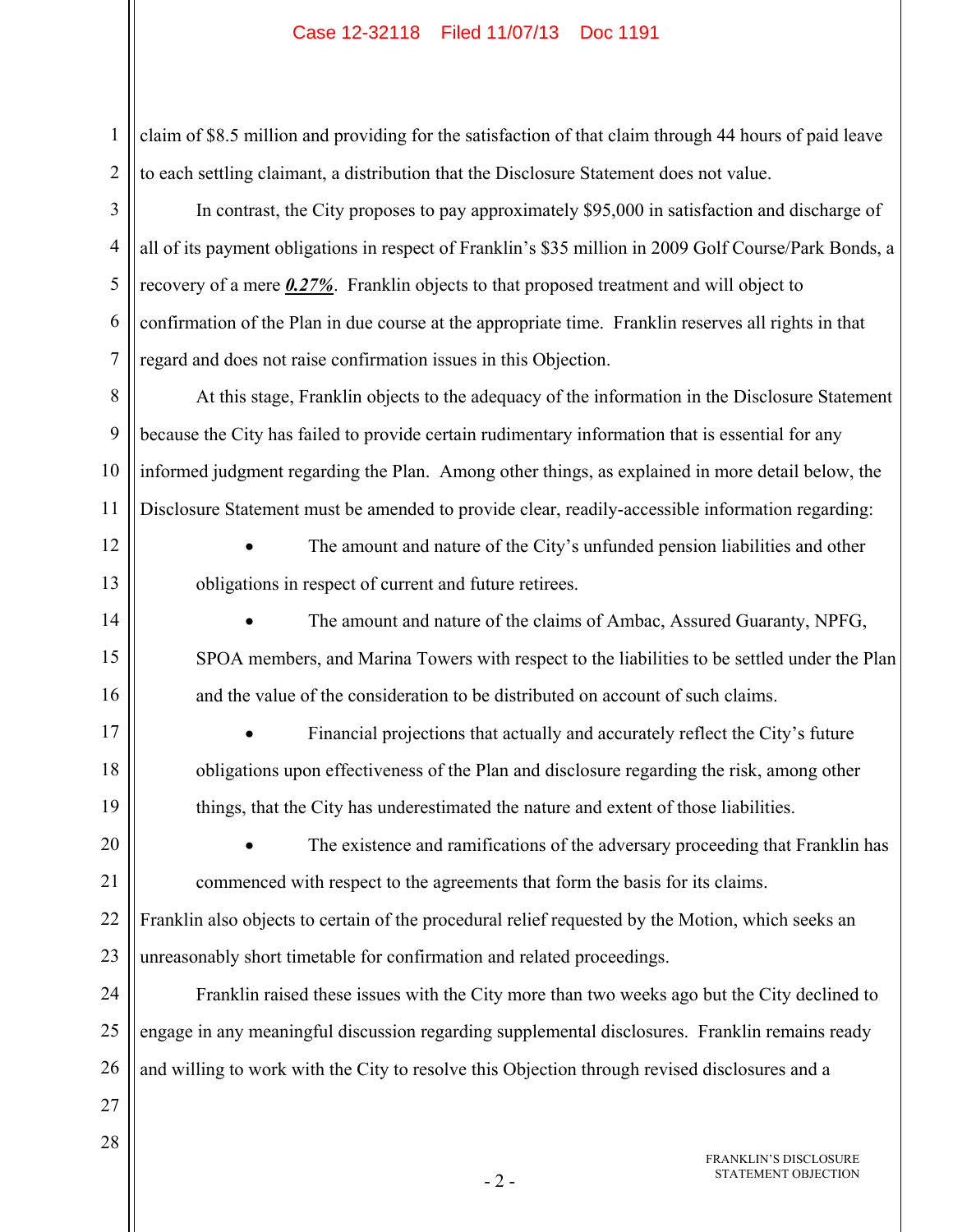claim of $8.5 million and providing for the satisfaction of that claim through 44 hours of paid leave to each settling claimant, a distribution that the Disclosure Statement does not value.

In contrast, the City proposes to pay approximately $95,000 in satisfaction and discharge of all of its payment obligations in respect of Franklin's $35 million in 2009 Golf Course/Park Bonds, a recovery of a mere ***0.27%***. Franklin objects to that proposed treatment and will object to confirmation of the Plan in due course at the appropriate time. Franklin reserves all rights in that regard and does not raise confirmation issues in this Objection.

At this stage, Franklin objects to the adequacy of the information in the Disclosure Statement because the City has failed to provide certain rudimentary information that is essential for any informed judgment regarding the Plan. Among other things, as explained in more detail below, the Disclosure Statement must be amended to provide clear, readily-accessible information regarding:

- The amount and nature of the City's unfunded pension liabilities and other obligations in respect of current and future retirees.
- The amount and nature of the claims of Ambac, Assured Guaranty, NPFG, SPOA members, and Marina Towers with respect to the liabilities to be settled under the Plan and the value of the consideration to be distributed on account of such claims.
- Financial projections that actually and accurately reflect the City's future obligations upon effectiveness of the Plan and disclosure regarding the risk, among other things, that the City has underestimated the nature and extent of those liabilities.
- The existence and ramifications of the adversary proceeding that Franklin has commenced with respect to the agreements that form the basis for its claims.

Franklin also objects to certain of the procedural relief requested by the Motion, which seeks an unreasonably short timetable for confirmation and related proceedings.

Franklin raised these issues with the City more than two weeks ago but the City declined to engage in any meaningful discussion regarding supplemental disclosures. Franklin remains ready and willing to work with the City to resolve this Objection through revised disclosures and a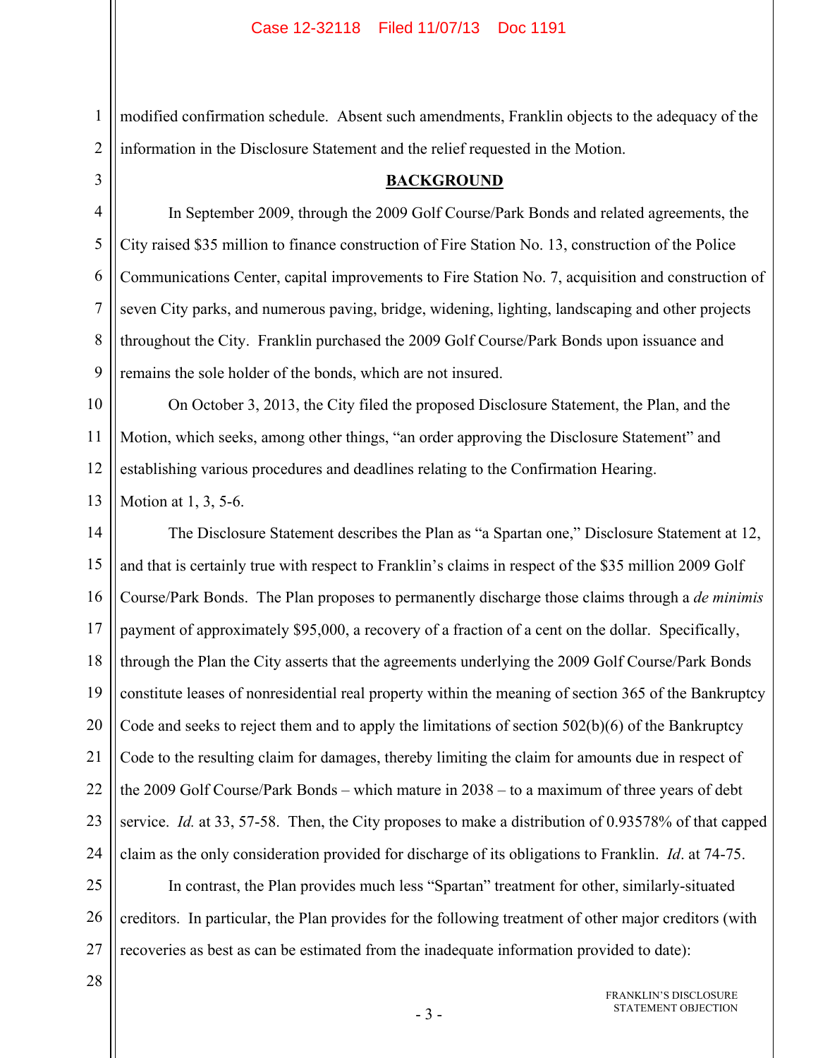modified confirmation schedule. Absent such amendments, Franklin objects to the adequacy of the information in the Disclosure Statement and the relief requested in the Motion.

## BACKGROUND

In September 2009, through the 2009 Golf Course/Park Bonds and related agreements, the City raised $35 million to finance construction of Fire Station No. 13, construction of the Police Communications Center, capital improvements to Fire Station No. 7, acquisition and construction of seven City parks, and numerous paving, bridge, widening, lighting, landscaping and other projects throughout the City. Franklin purchased the 2009 Golf Course/Park Bonds upon issuance and remains the sole holder of the bonds, which are not insured.

On October 3, 2013, the City filed the proposed Disclosure Statement, the Plan, and the Motion, which seeks, among other things, "an order approving the Disclosure Statement" and establishing various procedures and deadlines relating to the Confirmation Hearing. Motion at 1, 3, 5-6.

The Disclosure Statement describes the Plan as "a Spartan one," Disclosure Statement at 12, and that is certainly true with respect to Franklin's claims in respect of the $35 million 2009 Golf Course/Park Bonds. The Plan proposes to permanently discharge those claims through a *de minimis* payment of approximately $95,000, a recovery of a fraction of a cent on the dollar. Specifically, through the Plan the City asserts that the agreements underlying the 2009 Golf Course/Park Bonds constitute leases of nonresidential real property within the meaning of section 365 of the Bankruptcy Code and seeks to reject them and to apply the limitations of section 502(b)(6) of the Bankruptcy Code to the resulting claim for damages, thereby limiting the claim for amounts due in respect of the 2009 Golf Course/Park Bonds – which mature in 2038 – to a maximum of three years of debt service. *Id.* at 33, 57-58. Then, the City proposes to make a distribution of 0.93578% of that capped claim as the only consideration provided for discharge of its obligations to Franklin. *Id*. at 74-75.

In contrast, the Plan provides much less "Spartan" treatment for other, similarly-situated creditors. In particular, the Plan provides for the following treatment of other major creditors (with recoveries as best as can be estimated from the inadequate information provided to date):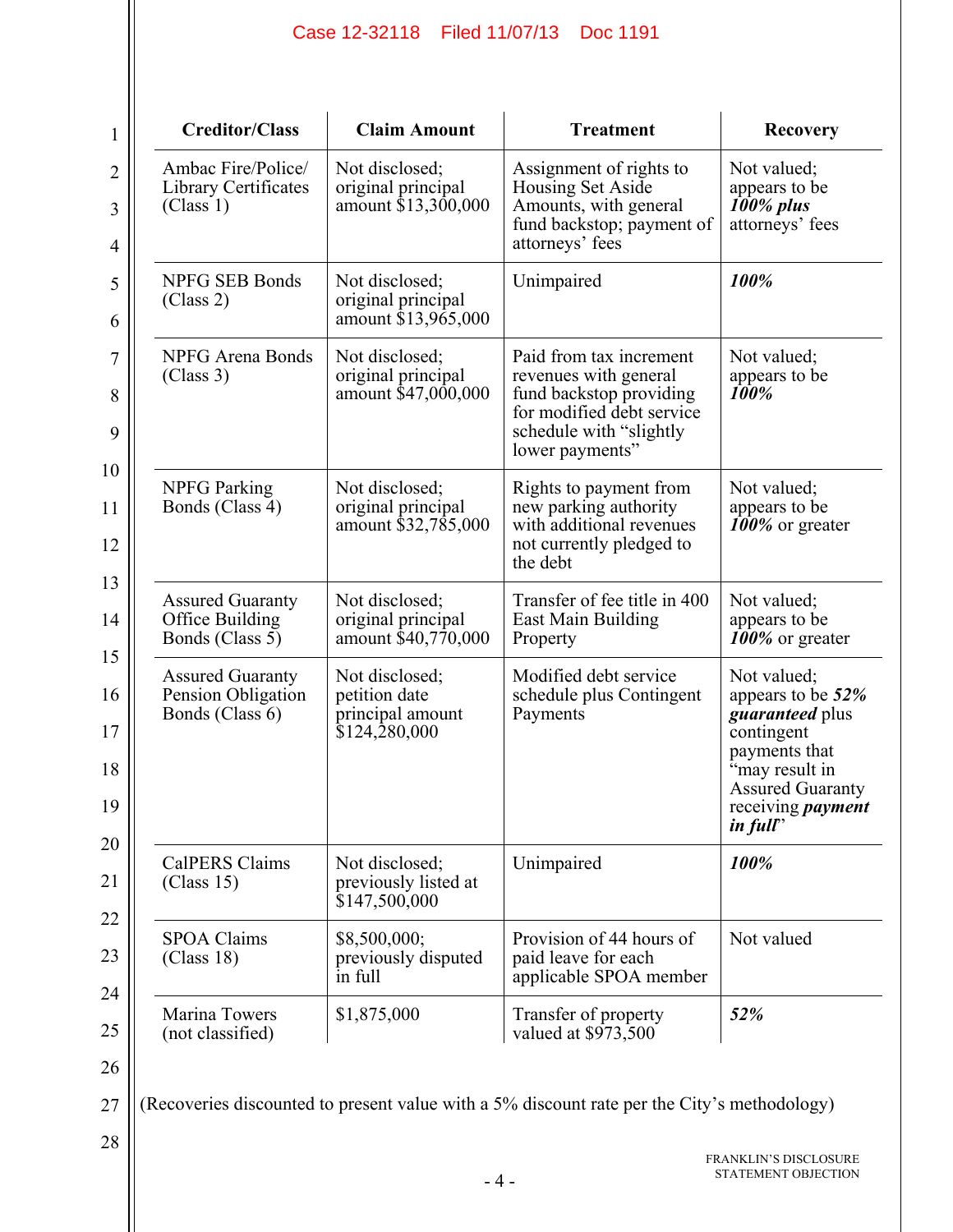| Creditor/Class | Claim Amount | Treatment | Recovery |
|---|---|---|---|
| Ambac Fire/Police/ Library Certificates (Class 1) | Not disclosed; original principal amount $13,300,000 | Assignment of rights to Housing Set Aside Amounts, with general fund backstop; payment of attorneys' fees | Not valued; appears to be ***100% plus*** attorneys' fees |
| NPFG SEB Bonds (Class 2) | Not disclosed; original principal amount $13,965,000 | Unimpaired | ***100%*** |
| NPFG Arena Bonds (Class 3) | Not disclosed; original principal amount $47,000,000 | Paid from tax increment revenues with general fund backstop providing for modified debt service schedule with "slightly lower payments" | Not valued; appears to be ***100%*** |
| NPFG Parking Bonds (Class 4) | Not disclosed; original principal amount $32,785,000 | Rights to payment from new parking authority with additional revenues not currently pledged to the debt | Not valued; appears to be ***100%*** or greater |
| Assured Guaranty Office Building Bonds (Class 5) | Not disclosed; original principal amount $40,770,000 | Transfer of fee title in 400 East Main Building Property | Not valued; appears to be ***100%*** or greater |
| Assured Guaranty Pension Obligation Bonds (Class 6) | Not disclosed; petition date principal amount $124,280,000 | Modified debt service schedule plus Contingent Payments | Not valued; appears to be ***52% guaranteed*** plus contingent payments that "may result in Assured Guaranty receiving ***payment in full***" |
| CalPERS Claims (Class 15) | Not disclosed; previously listed at $147,500,000 | Unimpaired | ***100%*** |
| SPOA Claims (Class 18) | $8,500,000; previously disputed in full | Provision of 44 hours of paid leave for each applicable SPOA member | Not valued |
| Marina Towers (not classified) | $1,875,000 | Transfer of property valued at $973,500 | ***52%*** |

(Recoveries discounted to present value with a 5% discount rate per the City's methodology)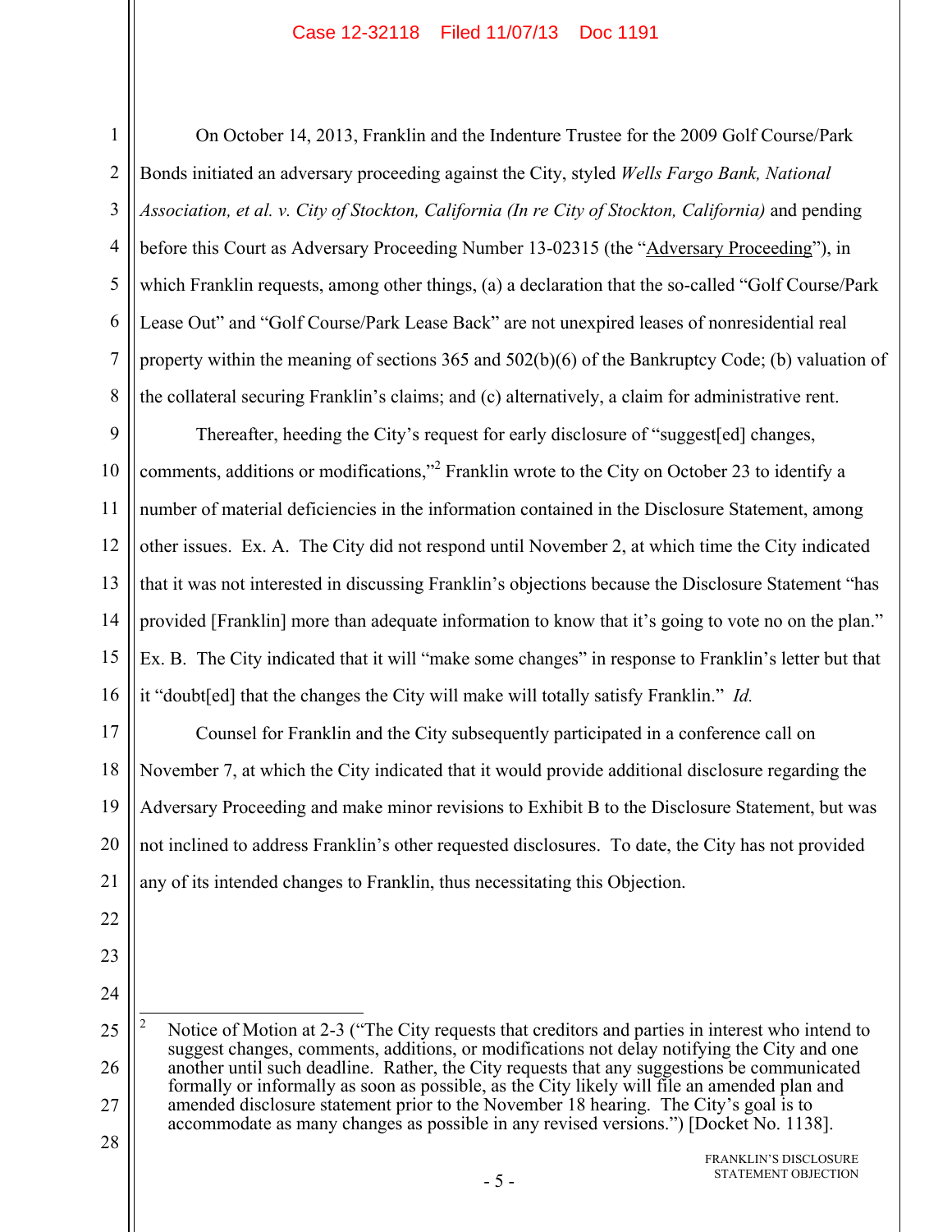On October 14, 2013, Franklin and the Indenture Trustee for the 2009 Golf Course/Park Bonds initiated an adversary proceeding against the City, styled *Wells Fargo Bank, National Association, et al. v. City of Stockton, California (In re City of Stockton, California)* and pending before this Court as Adversary Proceeding Number 13-02315 (the "Adversary Proceeding"), in which Franklin requests, among other things, (a) a declaration that the so-called "Golf Course/Park Lease Out" and "Golf Course/Park Lease Back" are not unexpired leases of nonresidential real property within the meaning of sections 365 and 502(b)(6) of the Bankruptcy Code; (b) valuation of the collateral securing Franklin's claims; and (c) alternatively, a claim for administrative rent.

Thereafter, heeding the City's request for early disclosure of "suggest[ed] changes, comments, additions or modifications,"[2] Franklin wrote to the City on October 23 to identify a number of material deficiencies in the information contained in the Disclosure Statement, among other issues. Ex. A. The City did not respond until November 2, at which time the City indicated that it was not interested in discussing Franklin's objections because the Disclosure Statement "has provided [Franklin] more than adequate information to know that it's going to vote no on the plan." Ex. B. The City indicated that it will "make some changes" in response to Franklin's letter but that it "doubt[ed] that the changes the City will make will totally satisfy Franklin." *Id.*

Counsel for Franklin and the City subsequently participated in a conference call on November 7, at which the City indicated that it would provide additional disclosure regarding the Adversary Proceeding and make minor revisions to Exhibit B to the Disclosure Statement, but was not inclined to address Franklin's other requested disclosures. To date, the City has not provided any of its intended changes to Franklin, thus necessitating this Objection.

---

[2] Notice of Motion at 2-3 ("The City requests that creditors and parties in interest who intend to suggest changes, comments, additions, or modifications not delay notifying the City and one another until such deadline. Rather, the City requests that any suggestions be communicated formally or informally as soon as possible, as the City likely will file an amended plan and amended disclosure statement prior to the November 18 hearing. The City's goal is to accommodate as many changes as possible in any revised versions.") [Docket No. 1138].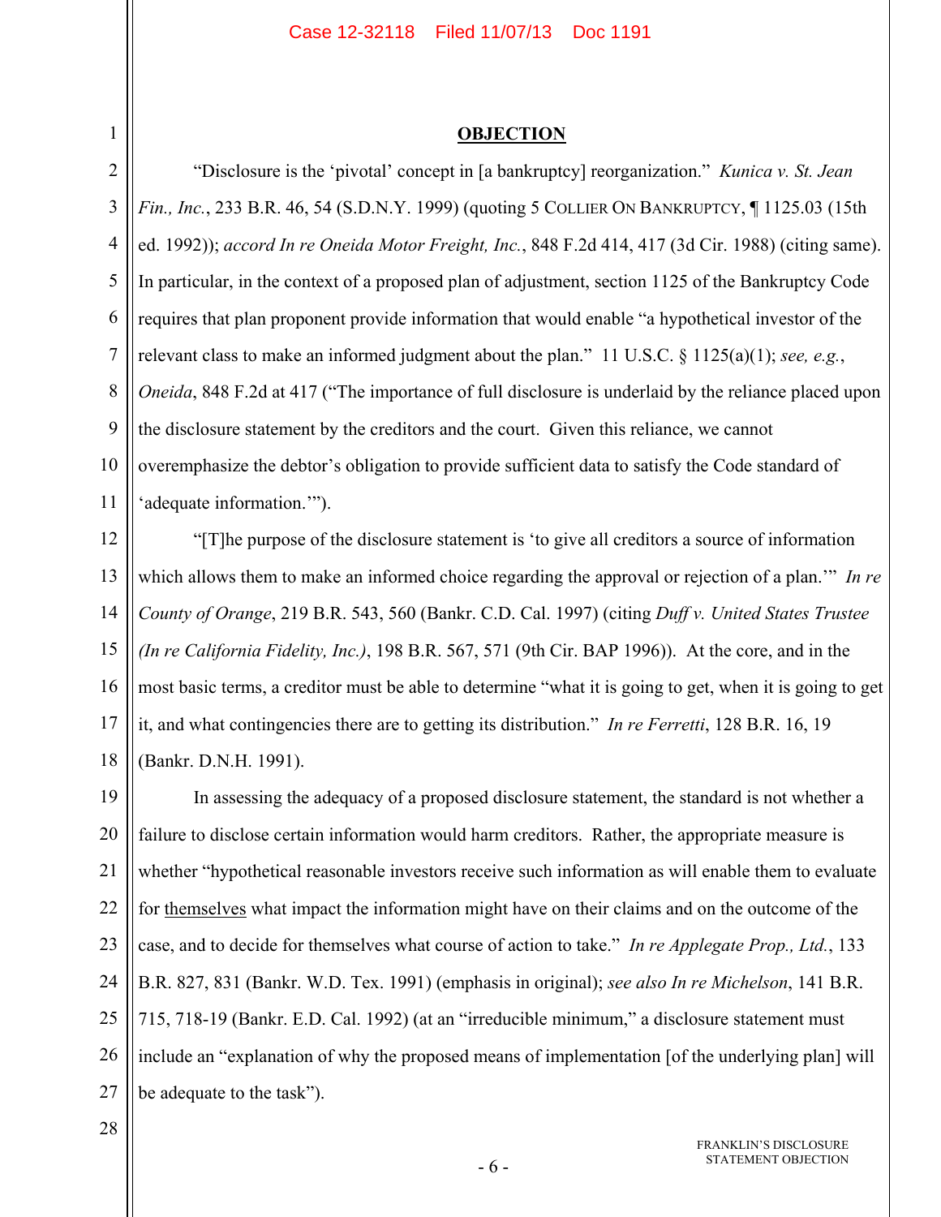## **OBJECTION**

"Disclosure is the 'pivotal' concept in [a bankruptcy] reorganization." *Kunica v. St. Jean Fin., Inc.*, 233 B.R. 46, 54 (S.D.N.Y. 1999) (quoting 5 COLLIER ON BANKRUPTCY, ¶ 1125.03 (15th ed. 1992)); *accord In re Oneida Motor Freight, Inc.*, 848 F.2d 414, 417 (3d Cir. 1988) (citing same). In particular, in the context of a proposed plan of adjustment, section 1125 of the Bankruptcy Code requires that plan proponent provide information that would enable "a hypothetical investor of the relevant class to make an informed judgment about the plan." 11 U.S.C. § 1125(a)(1); *see, e.g.*, *Oneida*, 848 F.2d at 417 ("The importance of full disclosure is underlaid by the reliance placed upon the disclosure statement by the creditors and the court. Given this reliance, we cannot overemphasize the debtor's obligation to provide sufficient data to satisfy the Code standard of 'adequate information.'").

"[T]he purpose of the disclosure statement is 'to give all creditors a source of information which allows them to make an informed choice regarding the approval or rejection of a plan.'" *In re County of Orange*, 219 B.R. 543, 560 (Bankr. C.D. Cal. 1997) (citing *Duff v. United States Trustee (In re California Fidelity, Inc.)*, 198 B.R. 567, 571 (9th Cir. BAP 1996)). At the core, and in the most basic terms, a creditor must be able to determine "what it is going to get, when it is going to get it, and what contingencies there are to getting its distribution." *In re Ferretti*, 128 B.R. 16, 19 (Bankr. D.N.H. 1991).

In assessing the adequacy of a proposed disclosure statement, the standard is not whether a failure to disclose certain information would harm creditors. Rather, the appropriate measure is whether "hypothetical reasonable investors receive such information as will enable them to evaluate for themselves what impact the information might have on their claims and on the outcome of the case, and to decide for themselves what course of action to take." *In re Applegate Prop., Ltd.*, 133 B.R. 827, 831 (Bankr. W.D. Tex. 1991) (emphasis in original); *see also In re Michelson*, 141 B.R. 715, 718-19 (Bankr. E.D. Cal. 1992) (at an "irreducible minimum," a disclosure statement must include an "explanation of why the proposed means of implementation [of the underlying plan] will be adequate to the task").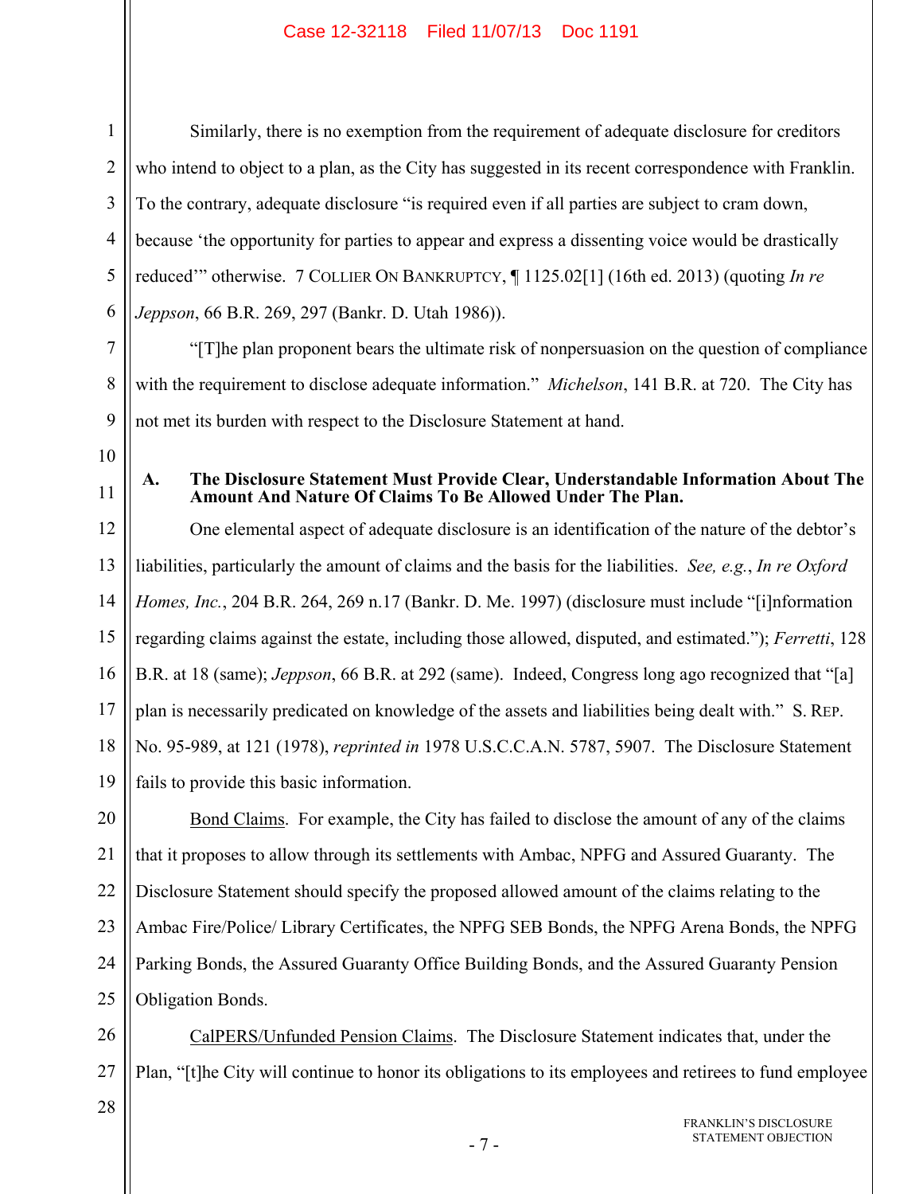Similarly, there is no exemption from the requirement of adequate disclosure for creditors who intend to object to a plan, as the City has suggested in its recent correspondence with Franklin. To the contrary, adequate disclosure "is required even if all parties are subject to cram down, because 'the opportunity for parties to appear and express a dissenting voice would be drastically reduced'" otherwise. 7 COLLIER ON BANKRUPTCY, ¶ 1125.02[1] (16th ed. 2013) (quoting *In re Jeppson*, 66 B.R. 269, 297 (Bankr. D. Utah 1986)).

"[T]he plan proponent bears the ultimate risk of nonpersuasion on the question of compliance with the requirement to disclose adequate information." *Michelson*, 141 B.R. at 720. The City has not met its burden with respect to the Disclosure Statement at hand.

### A. The Disclosure Statement Must Provide Clear, Understandable Information About The Amount And Nature Of Claims To Be Allowed Under The Plan.

One elemental aspect of adequate disclosure is an identification of the nature of the debtor's liabilities, particularly the amount of claims and the basis for the liabilities. *See, e.g.*, *In re Oxford Homes, Inc.*, 204 B.R. 264, 269 n.17 (Bankr. D. Me. 1997) (disclosure must include "[i]nformation regarding claims against the estate, including those allowed, disputed, and estimated."); *Ferretti*, 128 B.R. at 18 (same); *Jeppson*, 66 B.R. at 292 (same). Indeed, Congress long ago recognized that "[a] plan is necessarily predicated on knowledge of the assets and liabilities being dealt with." S. REP. No. 95-989, at 121 (1978), *reprinted in* 1978 U.S.C.C.A.N. 5787, 5907. The Disclosure Statement fails to provide this basic information.

Bond Claims. For example, the City has failed to disclose the amount of any of the claims that it proposes to allow through its settlements with Ambac, NPFG and Assured Guaranty. The Disclosure Statement should specify the proposed allowed amount of the claims relating to the Ambac Fire/Police/ Library Certificates, the NPFG SEB Bonds, the NPFG Arena Bonds, the NPFG Parking Bonds, the Assured Guaranty Office Building Bonds, and the Assured Guaranty Pension Obligation Bonds.

CalPERS/Unfunded Pension Claims. The Disclosure Statement indicates that, under the Plan, "[t]he City will continue to honor its obligations to its employees and retirees to fund employee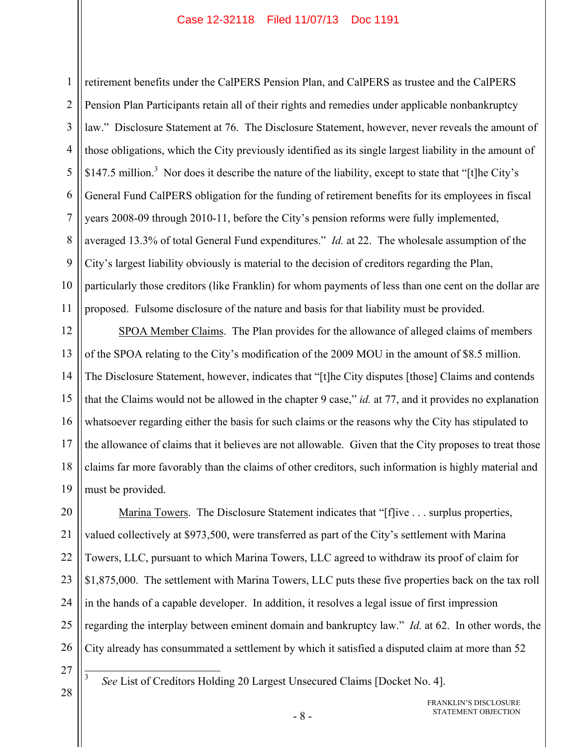retirement benefits under the CalPERS Pension Plan, and CalPERS as trustee and the CalPERS Pension Plan Participants retain all of their rights and remedies under applicable nonbankruptcy law." Disclosure Statement at 76. The Disclosure Statement, however, never reveals the amount of those obligations, which the City previously identified as its single largest liability in the amount of $147.5 million.[3] Nor does it describe the nature of the liability, except to state that "[t]he City's General Fund CalPERS obligation for the funding of retirement benefits for its employees in fiscal years 2008-09 through 2010-11, before the City's pension reforms were fully implemented, averaged 13.3% of total General Fund expenditures." *Id.* at 22. The wholesale assumption of the City's largest liability obviously is material to the decision of creditors regarding the Plan, particularly those creditors (like Franklin) for whom payments of less than one cent on the dollar are proposed. Fulsome disclosure of the nature and basis for that liability must be provided.

<u>SPOA Member Claims</u>. The Plan provides for the allowance of alleged claims of members of the SPOA relating to the City's modification of the 2009 MOU in the amount of $8.5 million. The Disclosure Statement, however, indicates that "[t]he City disputes [those] Claims and contends that the Claims would not be allowed in the chapter 9 case," *id.* at 77, and it provides no explanation whatsoever regarding either the basis for such claims or the reasons why the City has stipulated to the allowance of claims that it believes are not allowable. Given that the City proposes to treat those claims far more favorably than the claims of other creditors, such information is highly material and must be provided.

<u>Marina Towers</u>. The Disclosure Statement indicates that "[f]ive . . . surplus properties, valued collectively at $973,500, were transferred as part of the City's settlement with Marina Towers, LLC, pursuant to which Marina Towers, LLC agreed to withdraw its proof of claim for $1,875,000. The settlement with Marina Towers, LLC puts these five properties back on the tax roll in the hands of a capable developer. In addition, it resolves a legal issue of first impression regarding the interplay between eminent domain and bankruptcy law." *Id.* at 62. In other words, the City already has consummated a settlement by which it satisfied a disputed claim at more than 52

---

[3] *See* List of Creditors Holding 20 Largest Unsecured Claims [Docket No. 4].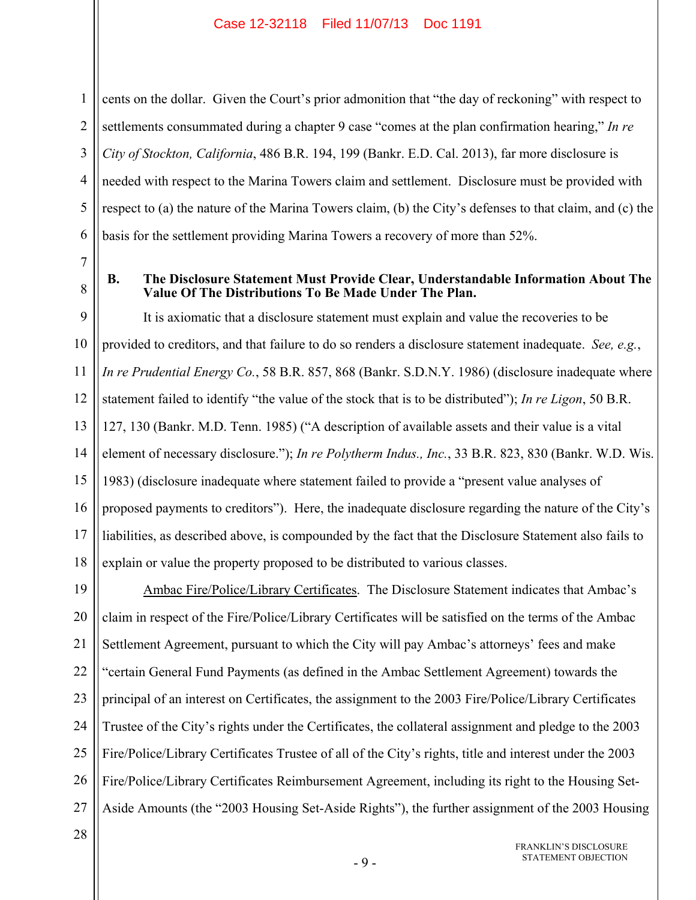cents on the dollar. Given the Court's prior admonition that "the day of reckoning" with respect to settlements consummated during a chapter 9 case "comes at the plan confirmation hearing," *In re City of Stockton, California*, 486 B.R. 194, 199 (Bankr. E.D. Cal. 2013), far more disclosure is needed with respect to the Marina Towers claim and settlement. Disclosure must be provided with respect to (a) the nature of the Marina Towers claim, (b) the City's defenses to that claim, and (c) the basis for the settlement providing Marina Towers a recovery of more than 52%.

### B. The Disclosure Statement Must Provide Clear, Understandable Information About The Value Of The Distributions To Be Made Under The Plan.

It is axiomatic that a disclosure statement must explain and value the recoveries to be provided to creditors, and that failure to do so renders a disclosure statement inadequate. *See, e.g.*, *In re Prudential Energy Co.*, 58 B.R. 857, 868 (Bankr. S.D.N.Y. 1986) (disclosure inadequate where statement failed to identify "the value of the stock that is to be distributed"); *In re Ligon*, 50 B.R. 127, 130 (Bankr. M.D. Tenn. 1985) ("A description of available assets and their value is a vital element of necessary disclosure."); *In re Polytherm Indus., Inc.*, 33 B.R. 823, 830 (Bankr. W.D. Wis. 1983) (disclosure inadequate where statement failed to provide a "present value analyses of proposed payments to creditors"). Here, the inadequate disclosure regarding the nature of the City's liabilities, as described above, is compounded by the fact that the Disclosure Statement also fails to explain or value the property proposed to be distributed to various classes.

Ambac Fire/Police/Library Certificates. The Disclosure Statement indicates that Ambac's claim in respect of the Fire/Police/Library Certificates will be satisfied on the terms of the Ambac Settlement Agreement, pursuant to which the City will pay Ambac's attorneys' fees and make "certain General Fund Payments (as defined in the Ambac Settlement Agreement) towards the principal of an interest on Certificates, the assignment to the 2003 Fire/Police/Library Certificates Trustee of the City's rights under the Certificates, the collateral assignment and pledge to the 2003 Fire/Police/Library Certificates Trustee of all of the City's rights, title and interest under the 2003 Fire/Police/Library Certificates Reimbursement Agreement, including its right to the Housing Set-Aside Amounts (the "2003 Housing Set-Aside Rights"), the further assignment of the 2003 Housing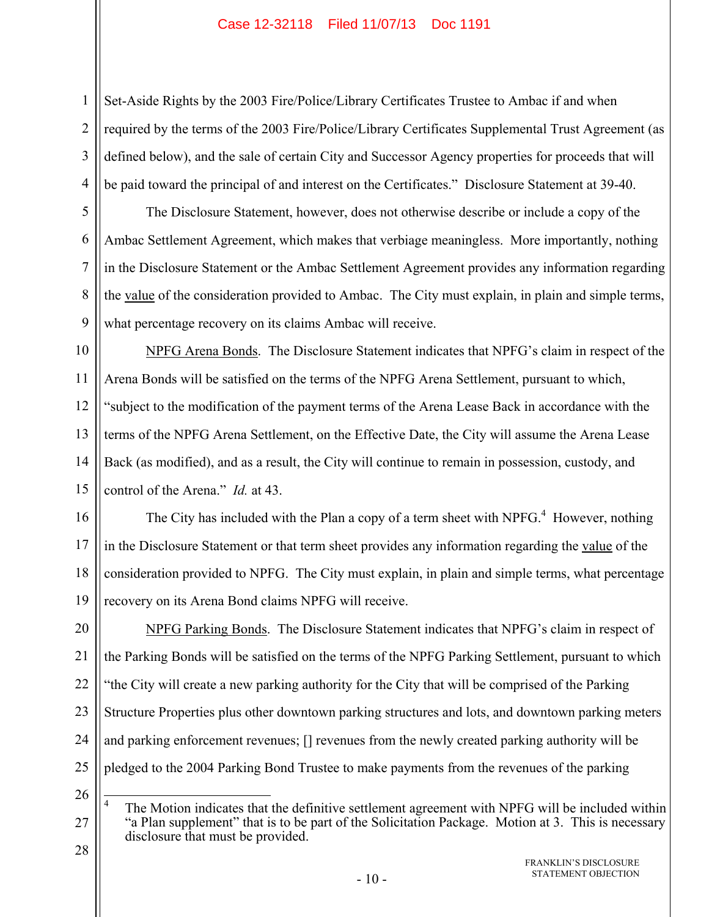Set-Aside Rights by the 2003 Fire/Police/Library Certificates Trustee to Ambac if and when required by the terms of the 2003 Fire/Police/Library Certificates Supplemental Trust Agreement (as defined below), and the sale of certain City and Successor Agency properties for proceeds that will be paid toward the principal of and interest on the Certificates." Disclosure Statement at 39-40.

The Disclosure Statement, however, does not otherwise describe or include a copy of the Ambac Settlement Agreement, which makes that verbiage meaningless. More importantly, nothing in the Disclosure Statement or the Ambac Settlement Agreement provides any information regarding the value of the consideration provided to Ambac. The City must explain, in plain and simple terms, what percentage recovery on its claims Ambac will receive.

NPFG Arena Bonds. The Disclosure Statement indicates that NPFG's claim in respect of the Arena Bonds will be satisfied on the terms of the NPFG Arena Settlement, pursuant to which, "subject to the modification of the payment terms of the Arena Lease Back in accordance with the terms of the NPFG Arena Settlement, on the Effective Date, the City will assume the Arena Lease Back (as modified), and as a result, the City will continue to remain in possession, custody, and control of the Arena." *Id.* at 43.

The City has included with the Plan a copy of a term sheet with NPFG.[4] However, nothing in the Disclosure Statement or that term sheet provides any information regarding the value of the consideration provided to NPFG. The City must explain, in plain and simple terms, what percentage recovery on its Arena Bond claims NPFG will receive.

NPFG Parking Bonds. The Disclosure Statement indicates that NPFG's claim in respect of the Parking Bonds will be satisfied on the terms of the NPFG Parking Settlement, pursuant to which "the City will create a new parking authority for the City that will be comprised of the Parking Structure Properties plus other downtown parking structures and lots, and downtown parking meters and parking enforcement revenues; [] revenues from the newly created parking authority will be pledged to the 2004 Parking Bond Trustee to make payments from the revenues of the parking

---

[4] The Motion indicates that the definitive settlement agreement with NPFG will be included within "a Plan supplement" that is to be part of the Solicitation Package. Motion at 3. This is necessary disclosure that must be provided.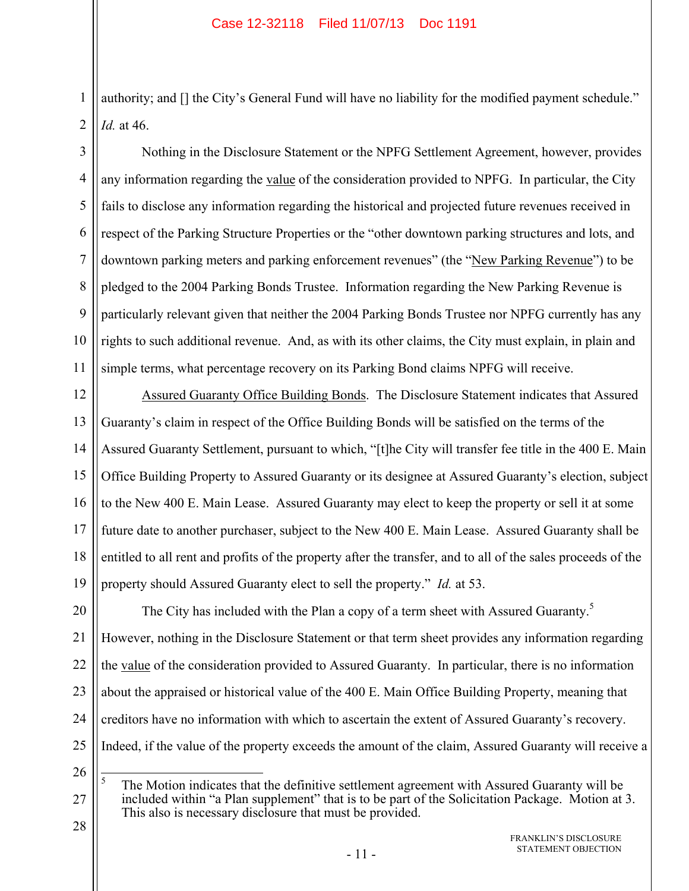authority; and [] the City's General Fund will have no liability for the modified payment schedule." *Id.* at 46.

Nothing in the Disclosure Statement or the NPFG Settlement Agreement, however, provides any information regarding the value of the consideration provided to NPFG. In particular, the City fails to disclose any information regarding the historical and projected future revenues received in respect of the Parking Structure Properties or the "other downtown parking structures and lots, and downtown parking meters and parking enforcement revenues" (the "New Parking Revenue") to be pledged to the 2004 Parking Bonds Trustee. Information regarding the New Parking Revenue is particularly relevant given that neither the 2004 Parking Bonds Trustee nor NPFG currently has any rights to such additional revenue. And, as with its other claims, the City must explain, in plain and simple terms, what percentage recovery on its Parking Bond claims NPFG will receive.

Assured Guaranty Office Building Bonds. The Disclosure Statement indicates that Assured Guaranty's claim in respect of the Office Building Bonds will be satisfied on the terms of the Assured Guaranty Settlement, pursuant to which, "[t]he City will transfer fee title in the 400 E. Main Office Building Property to Assured Guaranty or its designee at Assured Guaranty's election, subject to the New 400 E. Main Lease. Assured Guaranty may elect to keep the property or sell it at some future date to another purchaser, subject to the New 400 E. Main Lease. Assured Guaranty shall be entitled to all rent and profits of the property after the transfer, and to all of the sales proceeds of the property should Assured Guaranty elect to sell the property." *Id.* at 53.

The City has included with the Plan a copy of a term sheet with Assured Guaranty.[5] However, nothing in the Disclosure Statement or that term sheet provides any information regarding the value of the consideration provided to Assured Guaranty. In particular, there is no information about the appraised or historical value of the 400 E. Main Office Building Property, meaning that creditors have no information with which to ascertain the extent of Assured Guaranty's recovery. Indeed, if the value of the property exceeds the amount of the claim, Assured Guaranty will receive a

[5] The Motion indicates that the definitive settlement agreement with Assured Guaranty will be included within "a Plan supplement" that is to be part of the Solicitation Package. Motion at 3. This also is necessary disclosure that must be provided.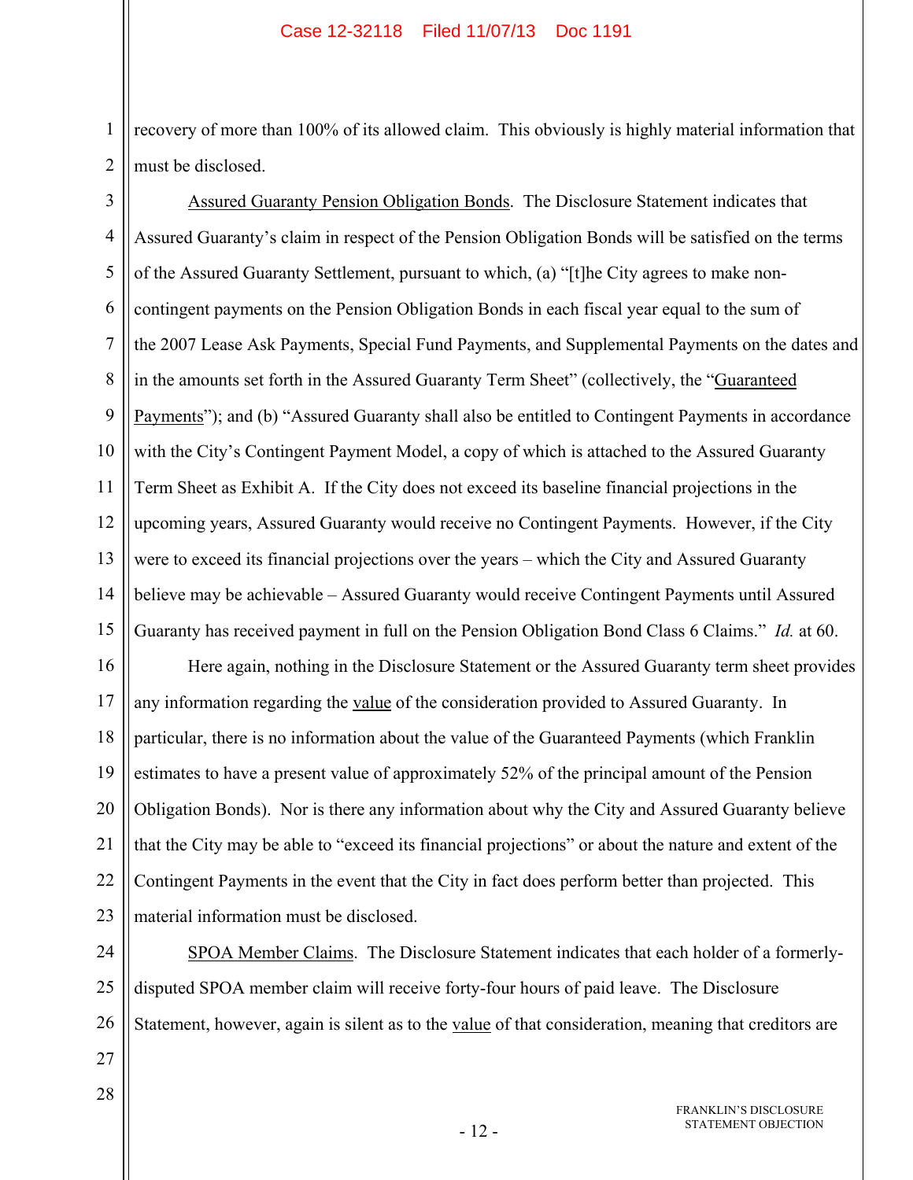recovery of more than 100% of its allowed claim. This obviously is highly material information that must be disclosed.

Assured Guaranty Pension Obligation Bonds. The Disclosure Statement indicates that Assured Guaranty's claim in respect of the Pension Obligation Bonds will be satisfied on the terms of the Assured Guaranty Settlement, pursuant to which, (a) "[t]he City agrees to make non-contingent payments on the Pension Obligation Bonds in each fiscal year equal to the sum of the 2007 Lease Ask Payments, Special Fund Payments, and Supplemental Payments on the dates and in the amounts set forth in the Assured Guaranty Term Sheet" (collectively, the "Guaranteed Payments"); and (b) "Assured Guaranty shall also be entitled to Contingent Payments in accordance with the City's Contingent Payment Model, a copy of which is attached to the Assured Guaranty Term Sheet as Exhibit A. If the City does not exceed its baseline financial projections in the upcoming years, Assured Guaranty would receive no Contingent Payments. However, if the City were to exceed its financial projections over the years – which the City and Assured Guaranty believe may be achievable – Assured Guaranty would receive Contingent Payments until Assured Guaranty has received payment in full on the Pension Obligation Bond Class 6 Claims." *Id.* at 60.

Here again, nothing in the Disclosure Statement or the Assured Guaranty term sheet provides any information regarding the value of the consideration provided to Assured Guaranty. In particular, there is no information about the value of the Guaranteed Payments (which Franklin estimates to have a present value of approximately 52% of the principal amount of the Pension Obligation Bonds). Nor is there any information about why the City and Assured Guaranty believe that the City may be able to "exceed its financial projections" or about the nature and extent of the Contingent Payments in the event that the City in fact does perform better than projected. This material information must be disclosed.

SPOA Member Claims. The Disclosure Statement indicates that each holder of a formerly-disputed SPOA member claim will receive forty-four hours of paid leave. The Disclosure Statement, however, again is silent as to the value of that consideration, meaning that creditors are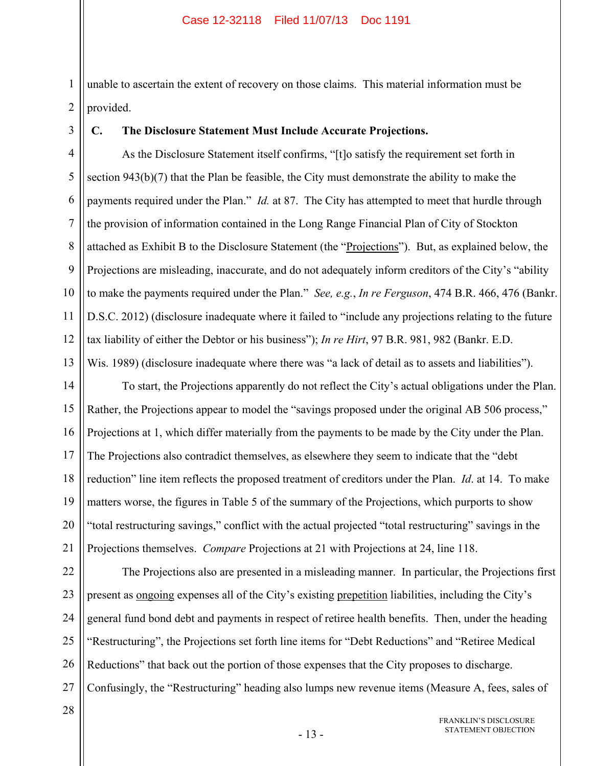unable to ascertain the extent of recovery on those claims. This material information must be provided.

### C. The Disclosure Statement Must Include Accurate Projections.

As the Disclosure Statement itself confirms, "[t]o satisfy the requirement set forth in section 943(b)(7) that the Plan be feasible, the City must demonstrate the ability to make the payments required under the Plan." *Id.* at 87. The City has attempted to meet that hurdle through the provision of information contained in the Long Range Financial Plan of City of Stockton attached as Exhibit B to the Disclosure Statement (the "Projections"). But, as explained below, the Projections are misleading, inaccurate, and do not adequately inform creditors of the City's "ability to make the payments required under the Plan." *See, e.g.*, *In re Ferguson*, 474 B.R. 466, 476 (Bankr. D.S.C. 2012) (disclosure inadequate where it failed to "include any projections relating to the future tax liability of either the Debtor or his business"); *In re Hirt*, 97 B.R. 981, 982 (Bankr. E.D. Wis. 1989) (disclosure inadequate where there was "a lack of detail as to assets and liabilities").

To start, the Projections apparently do not reflect the City's actual obligations under the Plan. Rather, the Projections appear to model the "savings proposed under the original AB 506 process," Projections at 1, which differ materially from the payments to be made by the City under the Plan. The Projections also contradict themselves, as elsewhere they seem to indicate that the "debt reduction" line item reflects the proposed treatment of creditors under the Plan. *Id*. at 14. To make matters worse, the figures in Table 5 of the summary of the Projections, which purports to show "total restructuring savings," conflict with the actual projected "total restructuring" savings in the Projections themselves. *Compare* Projections at 21 with Projections at 24, line 118.

The Projections also are presented in a misleading manner. In particular, the Projections first present as ongoing expenses all of the City's existing prepetition liabilities, including the City's general fund bond debt and payments in respect of retiree health benefits. Then, under the heading "Restructuring", the Projections set forth line items for "Debt Reductions" and "Retiree Medical Reductions" that back out the portion of those expenses that the City proposes to discharge. Confusingly, the "Restructuring" heading also lumps new revenue items (Measure A, fees, sales of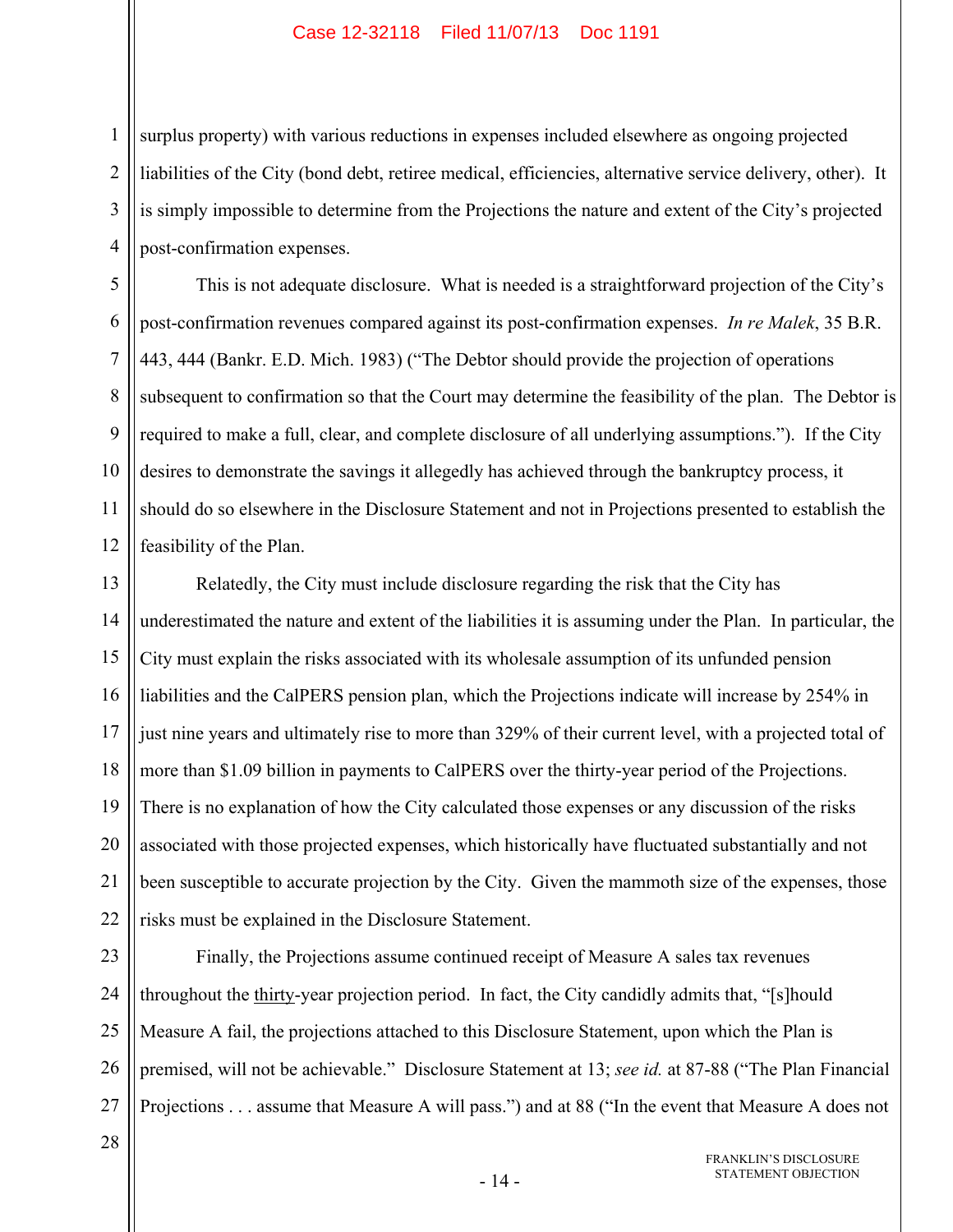surplus property) with various reductions in expenses included elsewhere as ongoing projected liabilities of the City (bond debt, retiree medical, efficiencies, alternative service delivery, other). It is simply impossible to determine from the Projections the nature and extent of the City's projected post-confirmation expenses.

This is not adequate disclosure. What is needed is a straightforward projection of the City's post-confirmation revenues compared against its post-confirmation expenses. *In re Malek*, 35 B.R. 443, 444 (Bankr. E.D. Mich. 1983) ("The Debtor should provide the projection of operations subsequent to confirmation so that the Court may determine the feasibility of the plan. The Debtor is required to make a full, clear, and complete disclosure of all underlying assumptions."). If the City desires to demonstrate the savings it allegedly has achieved through the bankruptcy process, it should do so elsewhere in the Disclosure Statement and not in Projections presented to establish the feasibility of the Plan.

Relatedly, the City must include disclosure regarding the risk that the City has underestimated the nature and extent of the liabilities it is assuming under the Plan. In particular, the City must explain the risks associated with its wholesale assumption of its unfunded pension liabilities and the CalPERS pension plan, which the Projections indicate will increase by 254% in just nine years and ultimately rise to more than 329% of their current level, with a projected total of more than $1.09 billion in payments to CalPERS over the thirty-year period of the Projections. There is no explanation of how the City calculated those expenses or any discussion of the risks associated with those projected expenses, which historically have fluctuated substantially and not been susceptible to accurate projection by the City. Given the mammoth size of the expenses, those risks must be explained in the Disclosure Statement.

Finally, the Projections assume continued receipt of Measure A sales tax revenues throughout the thirty-year projection period. In fact, the City candidly admits that, "[s]hould Measure A fail, the projections attached to this Disclosure Statement, upon which the Plan is premised, will not be achievable." Disclosure Statement at 13; *see id.* at 87-88 ("The Plan Financial Projections . . . assume that Measure A will pass.") and at 88 ("In the event that Measure A does not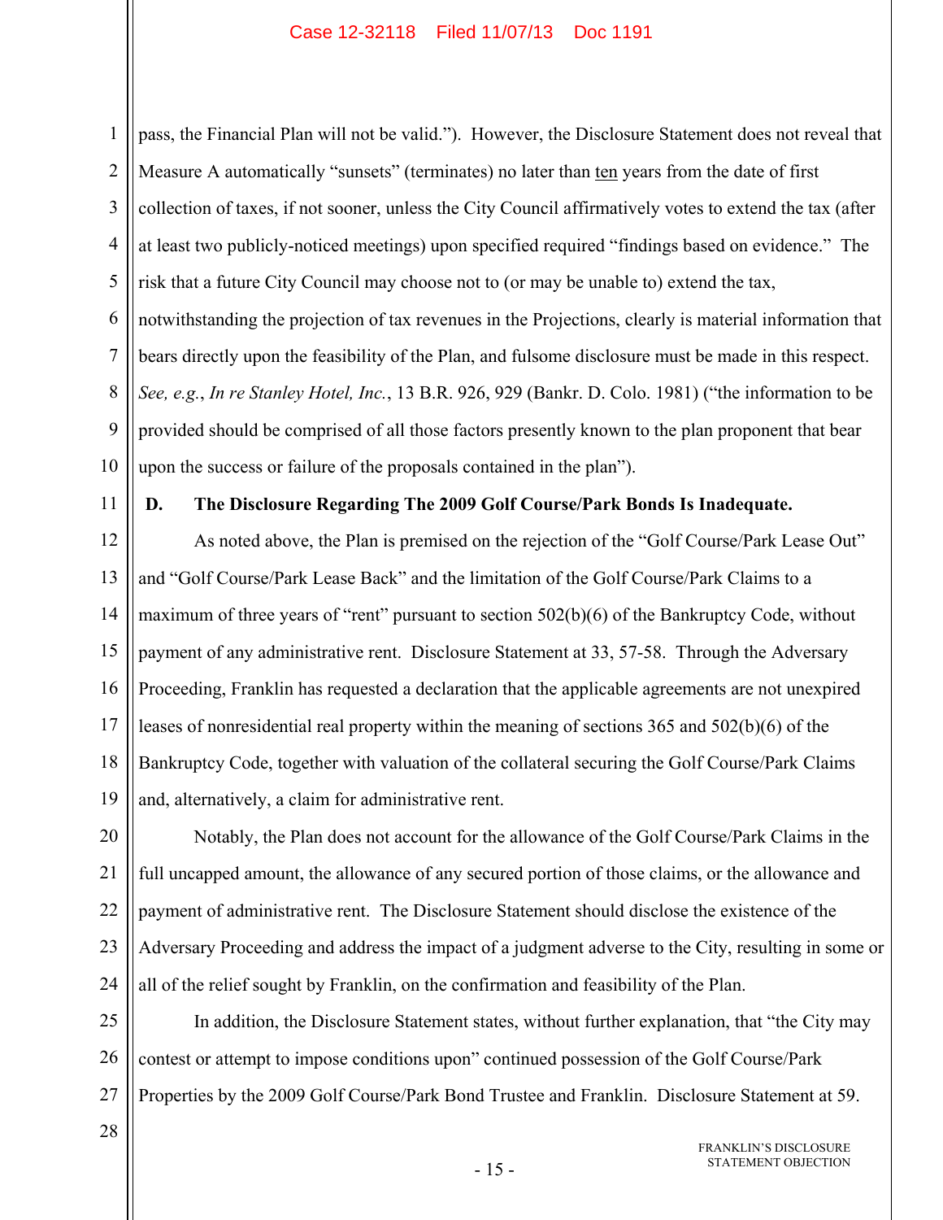pass, the Financial Plan will not be valid."). However, the Disclosure Statement does not reveal that Measure A automatically "sunsets" (terminates) no later than ten years from the date of first collection of taxes, if not sooner, unless the City Council affirmatively votes to extend the tax (after at least two publicly-noticed meetings) upon specified required "findings based on evidence." The risk that a future City Council may choose not to (or may be unable to) extend the tax, notwithstanding the projection of tax revenues in the Projections, clearly is material information that bears directly upon the feasibility of the Plan, and fulsome disclosure must be made in this respect. *See, e.g.*, *In re Stanley Hotel, Inc.*, 13 B.R. 926, 929 (Bankr. D. Colo. 1981) ("the information to be provided should be comprised of all those factors presently known to the plan proponent that bear upon the success or failure of the proposals contained in the plan").

**D. The Disclosure Regarding The 2009 Golf Course/Park Bonds Is Inadequate.**

As noted above, the Plan is premised on the rejection of the "Golf Course/Park Lease Out" and "Golf Course/Park Lease Back" and the limitation of the Golf Course/Park Claims to a maximum of three years of "rent" pursuant to section 502(b)(6) of the Bankruptcy Code, without payment of any administrative rent. Disclosure Statement at 33, 57-58. Through the Adversary Proceeding, Franklin has requested a declaration that the applicable agreements are not unexpired leases of nonresidential real property within the meaning of sections 365 and 502(b)(6) of the Bankruptcy Code, together with valuation of the collateral securing the Golf Course/Park Claims and, alternatively, a claim for administrative rent.

Notably, the Plan does not account for the allowance of the Golf Course/Park Claims in the full uncapped amount, the allowance of any secured portion of those claims, or the allowance and payment of administrative rent. The Disclosure Statement should disclose the existence of the Adversary Proceeding and address the impact of a judgment adverse to the City, resulting in some or all of the relief sought by Franklin, on the confirmation and feasibility of the Plan.

In addition, the Disclosure Statement states, without further explanation, that "the City may contest or attempt to impose conditions upon" continued possession of the Golf Course/Park Properties by the 2009 Golf Course/Park Bond Trustee and Franklin. Disclosure Statement at 59.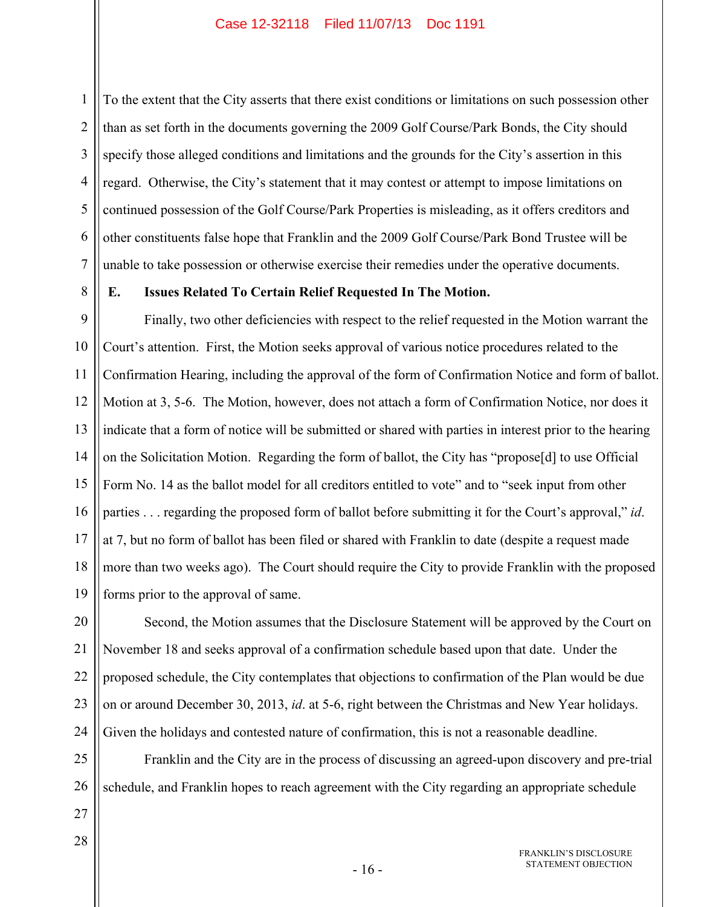To the extent that the City asserts that there exist conditions or limitations on such possession other than as set forth in the documents governing the 2009 Golf Course/Park Bonds, the City should specify those alleged conditions and limitations and the grounds for the City's assertion in this regard. Otherwise, the City's statement that it may contest or attempt to impose limitations on continued possession of the Golf Course/Park Properties is misleading, as it offers creditors and other constituents false hope that Franklin and the 2009 Golf Course/Park Bond Trustee will be unable to take possession or otherwise exercise their remedies under the operative documents.

**E. Issues Related To Certain Relief Requested In The Motion.**

Finally, two other deficiencies with respect to the relief requested in the Motion warrant the Court's attention. First, the Motion seeks approval of various notice procedures related to the Confirmation Hearing, including the approval of the form of Confirmation Notice and form of ballot. Motion at 3, 5-6. The Motion, however, does not attach a form of Confirmation Notice, nor does it indicate that a form of notice will be submitted or shared with parties in interest prior to the hearing on the Solicitation Motion. Regarding the form of ballot, the City has "propose[d] to use Official Form No. 14 as the ballot model for all creditors entitled to vote" and to "seek input from other parties . . . regarding the proposed form of ballot before submitting it for the Court's approval," *id*. at 7, but no form of ballot has been filed or shared with Franklin to date (despite a request made more than two weeks ago). The Court should require the City to provide Franklin with the proposed forms prior to the approval of same.

Second, the Motion assumes that the Disclosure Statement will be approved by the Court on November 18 and seeks approval of a confirmation schedule based upon that date. Under the proposed schedule, the City contemplates that objections to confirmation of the Plan would be due on or around December 30, 2013, *id*. at 5-6, right between the Christmas and New Year holidays. Given the holidays and contested nature of confirmation, this is not a reasonable deadline.

Franklin and the City are in the process of discussing an agreed-upon discovery and pre-trial schedule, and Franklin hopes to reach agreement with the City regarding an appropriate schedule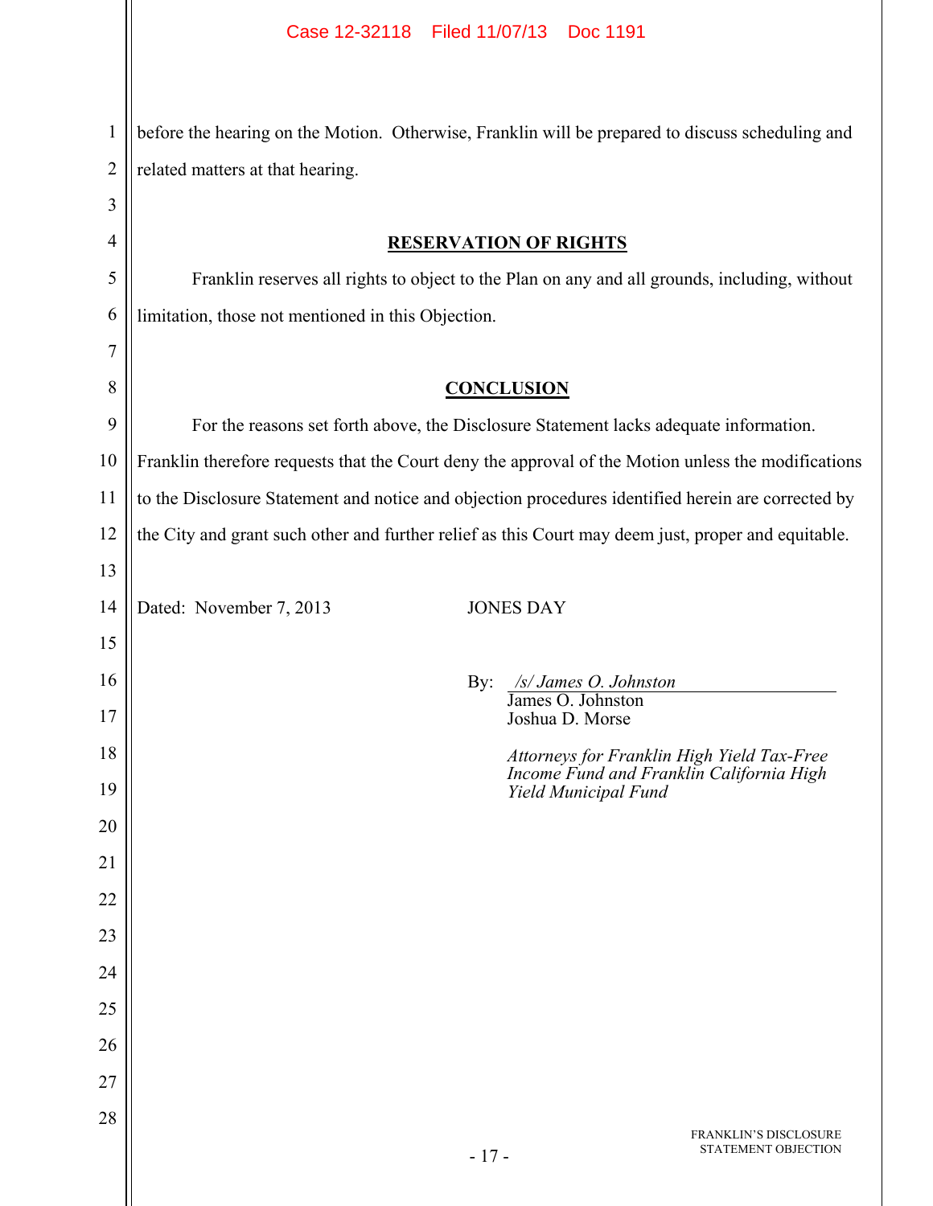before the hearing on the Motion. Otherwise, Franklin will be prepared to discuss scheduling and related matters at that hearing.

## RESERVATION OF RIGHTS

Franklin reserves all rights to object to the Plan on any and all grounds, including, without limitation, those not mentioned in this Objection.

## CONCLUSION

For the reasons set forth above, the Disclosure Statement lacks adequate information. Franklin therefore requests that the Court deny the approval of the Motion unless the modifications to the Disclosure Statement and notice and objection procedures identified herein are corrected by the City and grant such other and further relief as this Court may deem just, proper and equitable.

Dated: November 7, 2013

JONES DAY

By: */s/ James O. Johnston*
James O. Johnston
Joshua D. Morse

*Attorneys for Franklin High Yield Tax-Free Income Fund and Franklin California High Yield Municipal Fund*